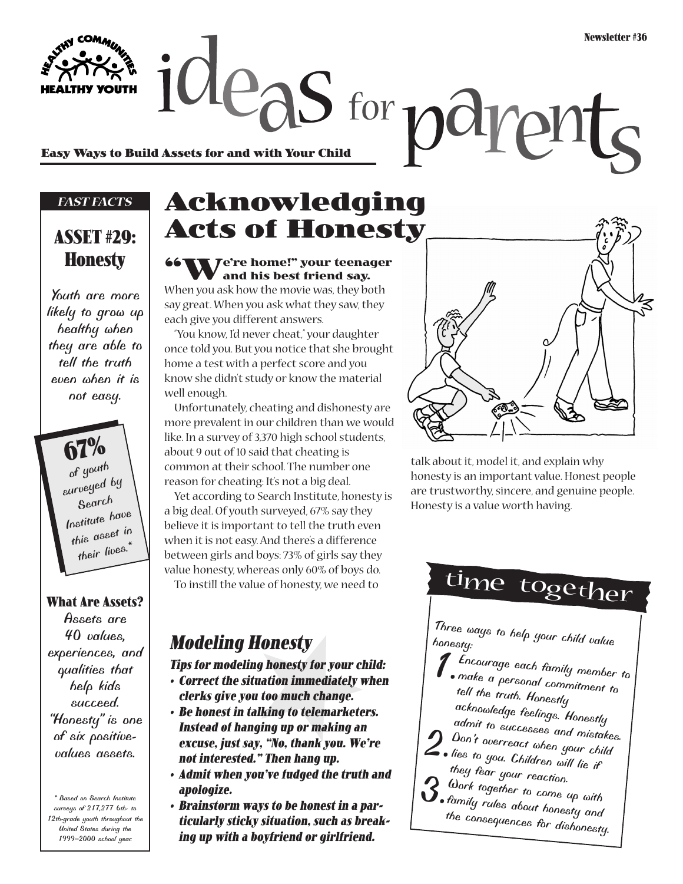Newsletter #36

HEALTHY COMMUNITIES • HEALTHY YOUTH

# ideas for parents

**Easy Ways to Build Assets for and with Your Child**

*FAST FACTS*

## ASSET #29: Honesty

Youth are more likely to grow up healthy when they are able to tell the truth even when it is not easy.

**67%** of youth surveyed by Search Institute have this asset in their lives.*

**What Are Assets?**

Assets are 40 values, experiences, and qualities that help kids succeed. "Honesty" is one of six positive-values assets.

* Based on Search Institute surveys of 217,277 6th- to 12th-grade youth throughout the United States during the 1999–2000 school year.

# Acknowledging Acts of Honesty

**"We're home!" your teenager and his best friend say.** When you ask how the movie was, they both say great. When you ask what they saw, they each give you different answers.

"You know, I'd never cheat," your daughter once told you. But you notice that she brought home a test with a perfect score and you know she didn't study or know the material well enough.

Unfortunately, cheating and dishonesty are more prevalent in our children than we would like. In a survey of 3,370 high school students, about 9 out of 10 said that cheating is common at their school. The number one reason for cheating: It's not a big deal.

Yet according to Search Institute, honesty is a big deal. Of youth surveyed, 67% say they believe it is important to tell the truth even when it is not easy. And there's a difference between girls and boys: 73% of girls say they value honesty, whereas only 60% of boys do.

To instill the value of honesty, we need to talk about it, model it, and explain why honesty is an important value. Honest people are trustworthy, sincere, and genuine people. Honesty is a value worth having.

## *Modeling Honesty*

***Tips for modeling honesty for your child:***

- ***Correct the situation immediately when clerks give you too much change.***
- ***Be honest in talking to telemarketers. Instead of hanging up or making an excuse, just say, "No, thank you. We're not interested." Then hang up.***
- ***Admit when you've fudged the truth and apologize.***
- ***Brainstorm ways to be honest in a particularly sticky situation, such as breaking up with a boyfriend or girlfriend.***

## time together

Three ways to help your child value honesty:

1. Encourage each family member to make a personal commitment to tell the truth. Honestly acknowledge feelings. Honestly admit to successes and mistakes.
2. Don't overreact when your child lies to you. Children will lie if they fear your reaction.
3. Work together to come up with family rules about honesty and the consequences for dishonesty.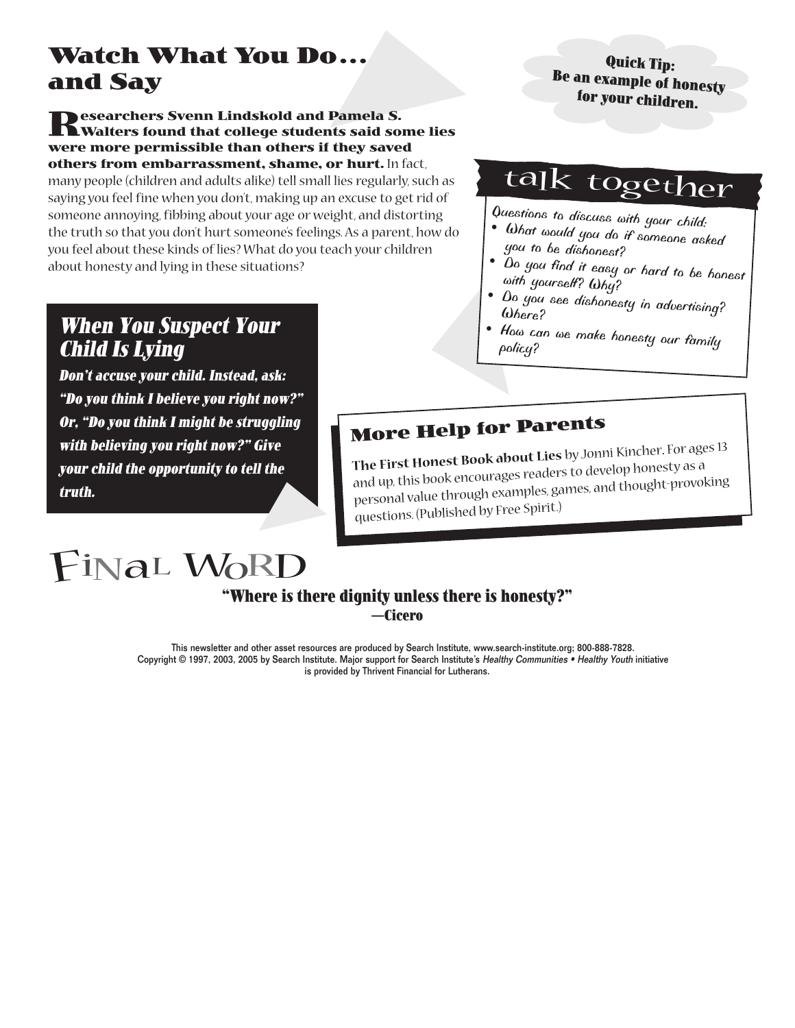## Watch What You Do... and Say

**Researchers Svenn Lindskold and Pamela S. Walters found that college students said some lies were more permissible than others if they saved others from embarrassment, shame, or hurt.** In fact, many people (children and adults alike) tell small lies regularly, such as saying you feel fine when you don't, making up an excuse to get rid of someone annoying, fibbing about your age or weight, and distorting the truth so that you don't hurt someone's feelings. As a parent, how do you feel about these kinds of lies? What do you teach your children about honesty and lying in these situations?

**Quick Tip:**
**Be an example of honesty for your children.**

## talk together

Questions to discuss with your child:

- What would you do if someone asked you to be dishonest?
- Do you find it easy or hard to be honest with yourself? Why?
- Do you see dishonesty in advertising? Where?
- How can we make honesty our family policy?

### *When You Suspect Your Child Is Lying*

***Don't accuse your child. Instead, ask: "Do you think I believe you right now?" Or, "Do you think I might be struggling with believing you right now?" Give your child the opportunity to tell the truth.***

### More Help for Parents

**The First Honest Book about Lies** by Jonni Kincher. For ages 13 and up, this book encourages readers to develop honesty as a personal value through examples, games, and thought-provoking questions. (Published by Free Spirit.)

## Final Word

**"Where is there dignity unless there is honesty?"**
**—Cicero**

This newsletter and other asset resources are produced by Search Institute, www.search-institute.org; 800-888-7828.
Copyright © 1997, 2003, 2005 by Search Institute. Major support for Search Institute's *Healthy Communities • Healthy Youth* initiative is provided by Thrivent Financial for Lutherans.